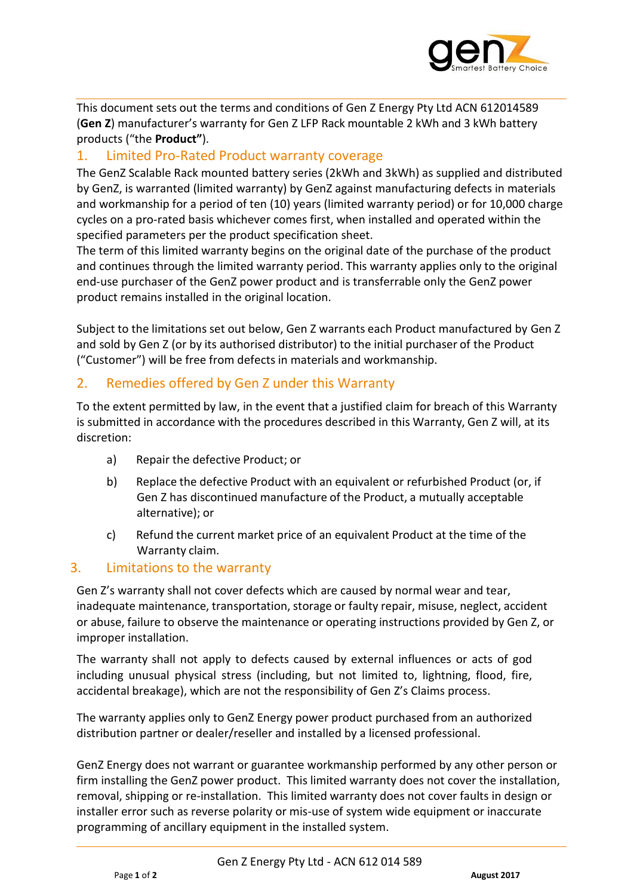This document sets out the terms and conditions of Gen Z Energy Pty Ltd ACN 612014589 (**Gen Z**) manufacturer's warranty for Gen Z LFP Rack mountable 2 kWh and 3 kWh battery products ("the **Product"**).

## 1. Limited Pro-Rated Product warranty coverage

The GenZ Scalable Rack mounted battery series (2kWh and 3kWh) as supplied and distributed by GenZ, is warranted (limited warranty) by GenZ against manufacturing defects in materials and workmanship for a period of ten (10) years (limited warranty period) or for 10,000 charge cycles on a pro-rated basis whichever comes first, when installed and operated within the specified parameters per the product specification sheet.

The term of this limited warranty begins on the original date of the purchase of the product and continues through the limited warranty period. This warranty applies only to the original end-use purchaser of the GenZ power product and is transferrable only the GenZ power product remains installed in the original location.

Subject to the limitations set out below, Gen Z warrants each Product manufactured by Gen Z and sold by Gen Z (or by its authorised distributor) to the initial purchaser of the Product ("Customer") will be free from defects in materials and workmanship.

## 2. Remedies offered by Gen Z under this Warranty

To the extent permitted by law, in the event that a justified claim for breach of this Warranty is submitted in accordance with the procedures described in this Warranty, Gen Z will, at its discretion:

a) Repair the defective Product; or

b) Replace the defective Product with an equivalent or refurbished Product (or, if Gen Z has discontinued manufacture of the Product, a mutually acceptable alternative); or

c) Refund the current market price of an equivalent Product at the time of the Warranty claim.

## 3. Limitations to the warranty

Gen Z's warranty shall not cover defects which are caused by normal wear and tear, inadequate maintenance, transportation, storage or faulty repair, misuse, neglect, accident or abuse, failure to observe the maintenance or operating instructions provided by Gen Z, or improper installation.

The warranty shall not apply to defects caused by external influences or acts of god including unusual physical stress (including, but not limited to, lightning, flood, fire, accidental breakage), which are not the responsibility of Gen Z's Claims process.

The warranty applies only to GenZ Energy power product purchased from an authorized distribution partner or dealer/reseller and installed by a licensed professional.

GenZ Energy does not warrant or guarantee workmanship performed by any other person or firm installing the GenZ power product. This limited warranty does not cover the installation, removal, shipping or re-installation. This limited warranty does not cover faults in design or installer error such as reverse polarity or mis-use of system wide equipment or inaccurate programming of ancillary equipment in the installed system.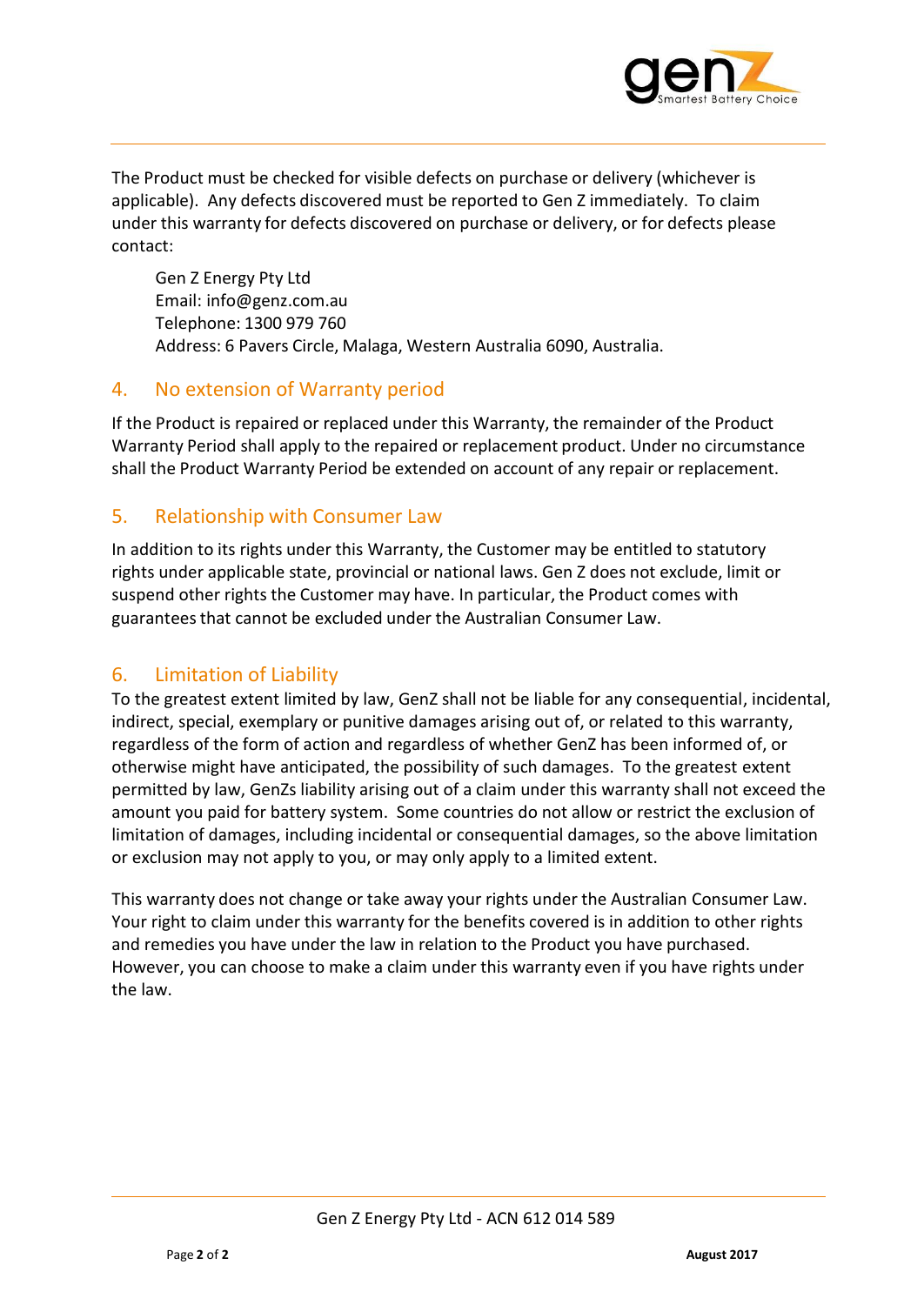The Product must be checked for visible defects on purchase or delivery (whichever is applicable). Any defects discovered must be reported to Gen Z immediately. To claim under this warranty for defects discovered on purchase or delivery, or for defects please contact:

Gen Z Energy Pty Ltd
Email: info@genz.com.au
Telephone: 1300 979 760
Address: 6 Pavers Circle, Malaga, Western Australia 6090, Australia.

## 4. No extension of Warranty period

If the Product is repaired or replaced under this Warranty, the remainder of the Product Warranty Period shall apply to the repaired or replacement product. Under no circumstance shall the Product Warranty Period be extended on account of any repair or replacement.

## 5. Relationship with Consumer Law

In addition to its rights under this Warranty, the Customer may be entitled to statutory rights under applicable state, provincial or national laws. Gen Z does not exclude, limit or suspend other rights the Customer may have. In particular, the Product comes with guarantees that cannot be excluded under the Australian Consumer Law.

## 6. Limitation of Liability

To the greatest extent limited by law, GenZ shall not be liable for any consequential, incidental, indirect, special, exemplary or punitive damages arising out of, or related to this warranty, regardless of the form of action and regardless of whether GenZ has been informed of, or otherwise might have anticipated, the possibility of such damages. To the greatest extent permitted by law, GenZs liability arising out of a claim under this warranty shall not exceed the amount you paid for battery system. Some countries do not allow or restrict the exclusion of limitation of damages, including incidental or consequential damages, so the above limitation or exclusion may not apply to you, or may only apply to a limited extent.

This warranty does not change or take away your rights under the Australian Consumer Law. Your right to claim under this warranty for the benefits covered is in addition to other rights and remedies you have under the law in relation to the Product you have purchased. However, you can choose to make a claim under this warranty even if you have rights under the law.